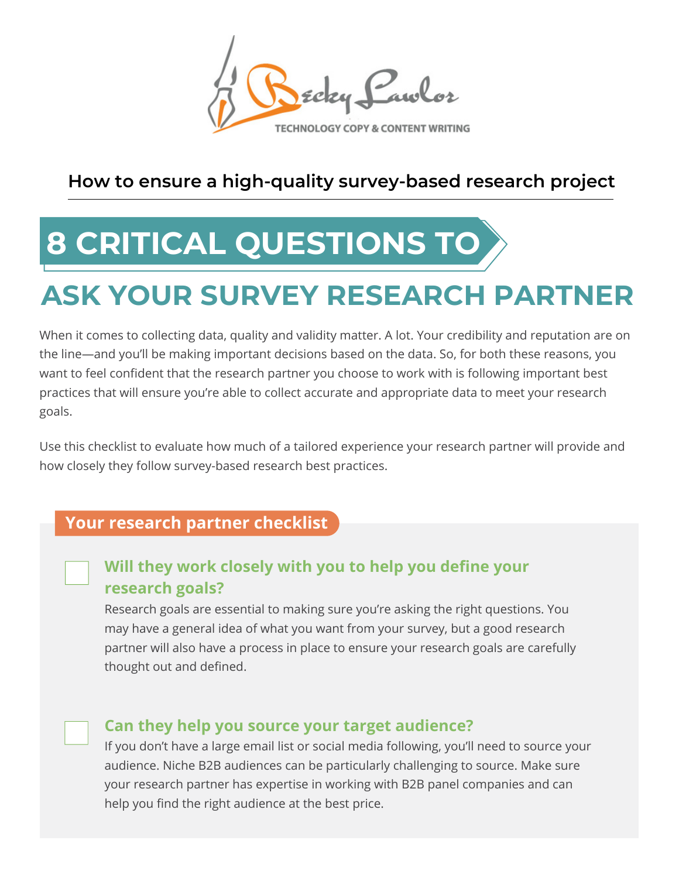Becky Lawlor
TECHNOLOGY COPY & CONTENT WRITING

**How to ensure a high-quality survey-based research project**

# 8 CRITICAL QUESTIONS TO ASK YOUR SURVEY RESEARCH PARTNER

When it comes to collecting data, quality and validity matter. A lot. Your credibility and reputation are on the line—and you'll be making important decisions based on the data. So, for both these reasons, you want to feel confident that the research partner you choose to work with is following important best practices that will ensure you're able to collect accurate and appropriate data to meet your research goals.

Use this checklist to evaluate how much of a tailored experience your research partner will provide and how closely they follow survey-based research best practices.

## Your research partner checklist

- [ ] **Will they work closely with you to help you define your research goals?**

  Research goals are essential to making sure you're asking the right questions. You may have a general idea of what you want from your survey, but a good research partner will also have a process in place to ensure your research goals are carefully thought out and defined.

- [ ] **Can they help you source your target audience?**

  If you don't have a large email list or social media following, you'll need to source your audience. Niche B2B audiences can be particularly challenging to source. Make sure your research partner has expertise in working with B2B panel companies and can help you find the right audience at the best price.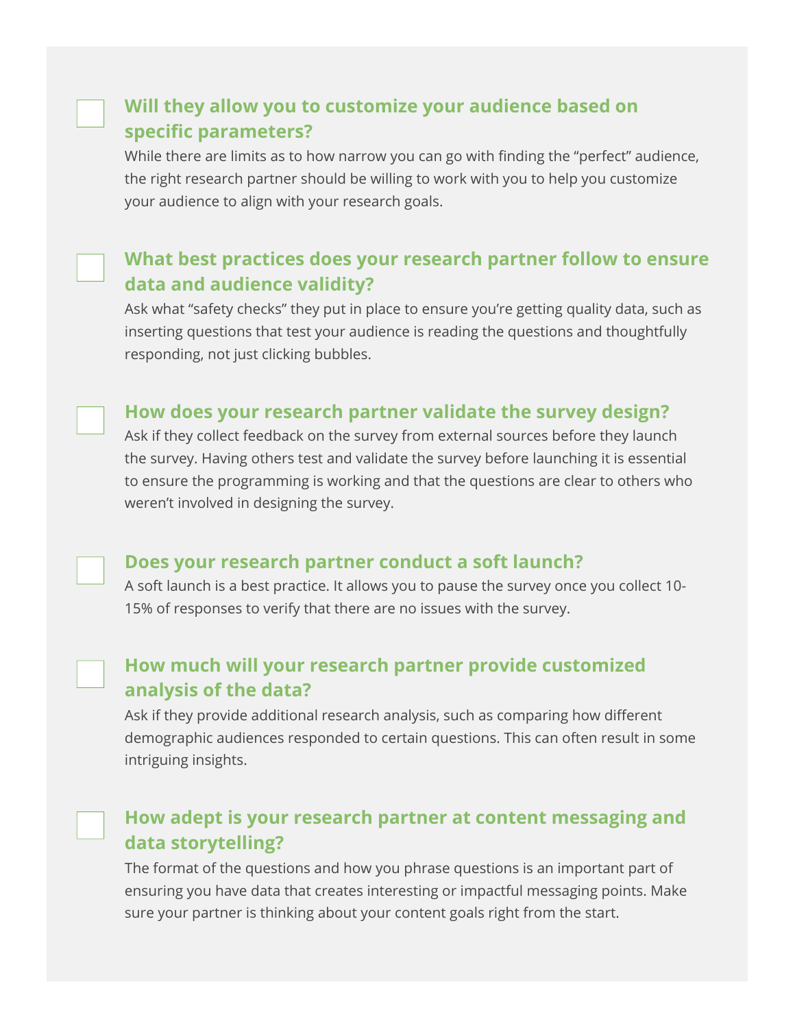- [ ] **Will they allow you to customize your audience based on specific parameters?**

While there are limits as to how narrow you can go with finding the "perfect" audience, the right research partner should be willing to work with you to help you customize your audience to align with your research goals.

- [ ] **What best practices does your research partner follow to ensure data and audience validity?**

Ask what "safety checks" they put in place to ensure you're getting quality data, such as inserting questions that test your audience is reading the questions and thoughtfully responding, not just clicking bubbles.

- [ ] **How does your research partner validate the survey design?**

Ask if they collect feedback on the survey from external sources before they launch the survey. Having others test and validate the survey before launching it is essential to ensure the programming is working and that the questions are clear to others who weren't involved in designing the survey.

- [ ] **Does your research partner conduct a soft launch?**

A soft launch is a best practice. It allows you to pause the survey once you collect 10-15% of responses to verify that there are no issues with the survey.

- [ ] **How much will your research partner provide customized analysis of the data?**

Ask if they provide additional research analysis, such as comparing how different demographic audiences responded to certain questions. This can often result in some intriguing insights.

- [ ] **How adept is your research partner at content messaging and data storytelling?**

The format of the questions and how you phrase questions is an important part of ensuring you have data that creates interesting or impactful messaging points. Make sure your partner is thinking about your content goals right from the start.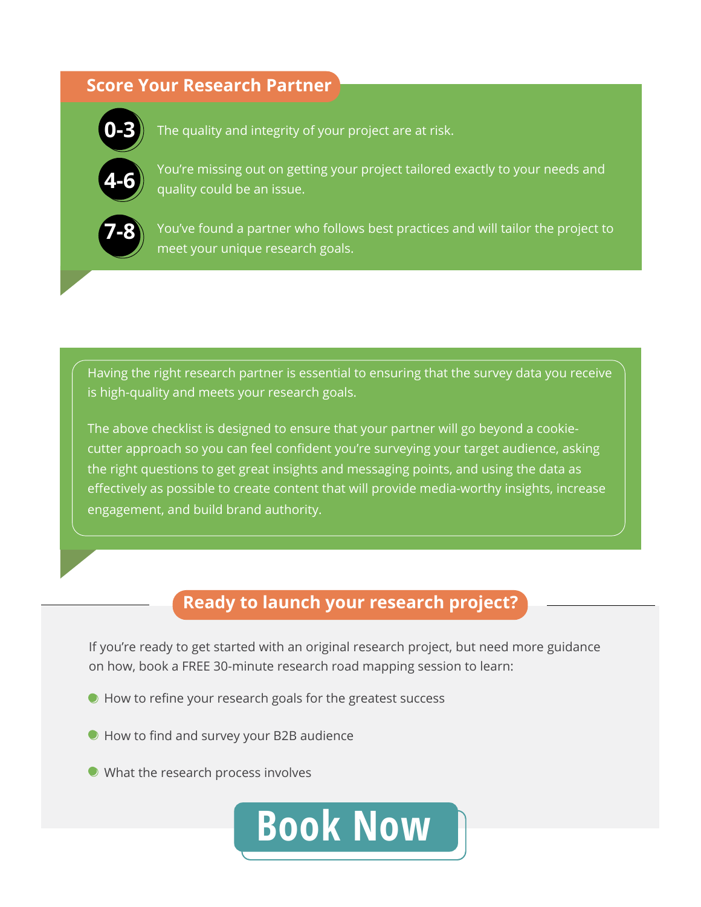## Score Your Research Partner

**0-3** The quality and integrity of your project are at risk.

**4-6** You're missing out on getting your project tailored exactly to your needs and quality could be an issue.

**7-8** You've found a partner who follows best practices and will tailor the project to meet your unique research goals.

Having the right research partner is essential to ensuring that the survey data you receive is high-quality and meets your research goals.

The above checklist is designed to ensure that your partner will go beyond a cookie-cutter approach so you can feel confident you're surveying your target audience, asking the right questions to get great insights and messaging points, and using the data as effectively as possible to create content that will provide media-worthy insights, increase engagement, and build brand authority.

## Ready to launch your research project?

If you're ready to get started with an original research project, but need more guidance on how, book a FREE 30-minute research road mapping session to learn:

- How to refine your research goals for the greatest success
- How to find and survey your B2B audience
- What the research process involves

**Book Now**